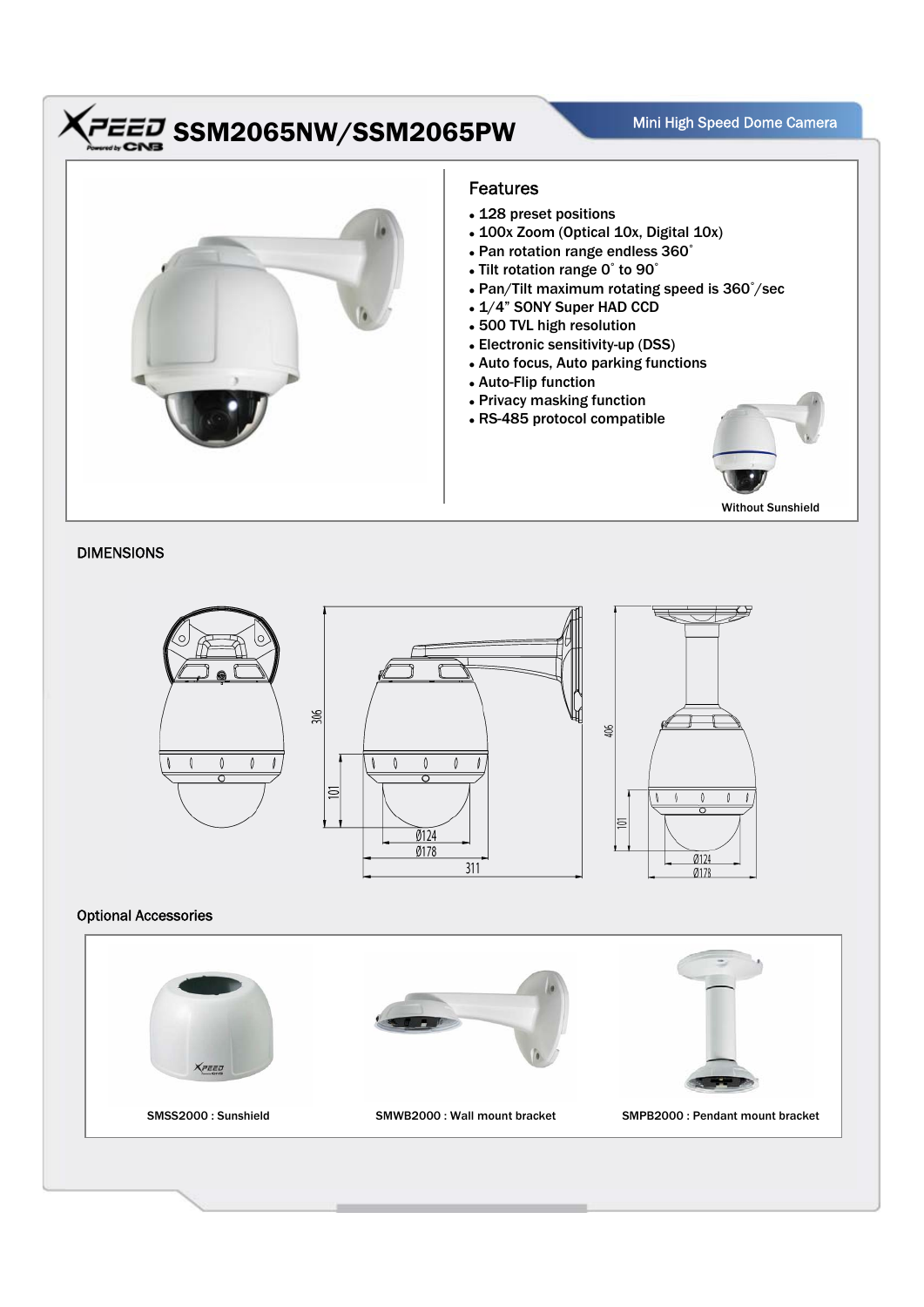# SSM2065NW/SSM2065PW

Mini High Speed Dome Camera

## Features

- 128 preset positions
- 100x Zoom (Optical 10x, Digital 10x)
- Pan rotation range endless 360˚
- Tilt rotation range 0˚ to 90˚
- Pan/Tilt maximum rotating speed is 360˚/sec
- 1/4" SONY Super HAD CCD
- 500 TVL high resolution
- Electronic sensitivity-up (DSS)
- Auto focus, Auto parking functions
- Auto-Flip function
- Privacy masking function
- RS-485 protocol compatible

Without Sunshield

## DIMENSIONS

306

101

Ø124

Ø178

311

406

101

Ø124

Ø178

## Optional Accessories

SMSS2000 : Sunshield

SMWB2000 : Wall mount bracket

SMPB2000 : Pendant mount bracket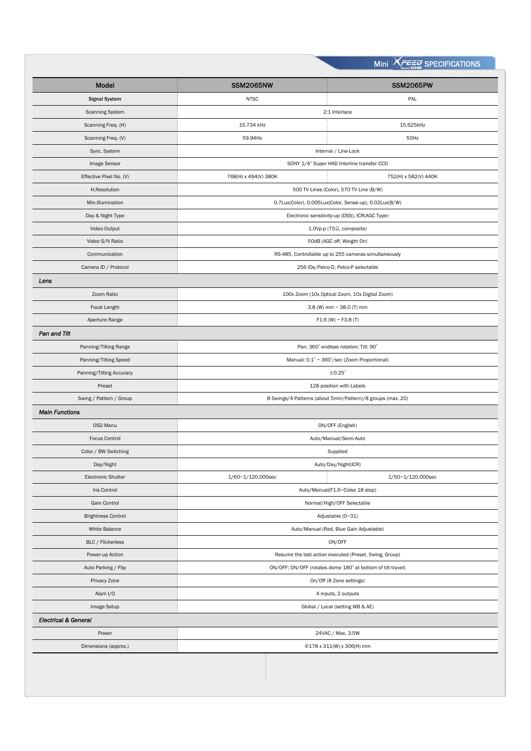## Mini XPEED SPECIFICATIONS

| Model | SSM2065NW | SSM2065PW |
|---|---|---|
| **Signal System** | NTSC | PAL |
| Scanning System | 2:1 Interlace | |
| Scanning Freq. (H) | 15.734 kHz | 15.625kHz |
| Scanning Freq. (V) | 59.94Hz | 50Hz |
| Sync. System | Internal / Line-Lock | |
| Image Sensor | SONY 1/4" Super HAD Interline transfer CCD | |
| Effective Pixel No. (V) | 768(H) x 494(V) 380K | 752(H) x 582(V) 440K |
| H.Resolution | 500 TV Lines (Color), 570 TV Line (B/W) | |
| Min.Illumination | 0.7Lux(Color), 0.005Lux(Color, Sense-up), 0.02Lux(B/W) | |
| Day & Night Type | Electronic sensitivity-up (DSS), ICR(AGC Type) | |
| Video Output | 1.0Vp-p (75Ω, composite) | |
| Video S/N Ratio | 50dB (AGC off, Weight On) | |
| Communication | RS-485, Controllable up to 255 cameras simultaneously | |
| Camera ID / Protocol | 256 IDs/Pelco-D, Pelco-P selectable | |
| ***Lens*** | | |
| Zoom Ratio | 100x Zoom (10x Optical Zoom, 10x Digital Zoom) | |
| Focal Length | 3.8 (W) mm ~ 38.0 (T) mm | |
| Aperture Range | F1.6 (W) ~ F3.8 (T) | |
| ***Pan and Tilt*** | | |
| Panning/Tilting Range | Pan: 360˚ endless rotation; Tilt: 90˚ | |
| Panning/Tilting Speed | Manual: 0.1˚ ~ 360˚/sec (Zoom Proportional) | |
| Panning/Tilting Accuracy | ±0.25˚ | |
| Preset | 128 position with Labels | |
| Swing / Pattern / Group | 8 Swings/4 Patterns (about 5min/Pattern)/8 groups (max. 20) | |
| ***Main Functions*** | | |
| OSD Menu | ON/OFF (English) | |
| Focus Control | Auto/Manual/Semi-Auto | |
| Color / BW Switching | Supplied | |
| Day/Night | Auto/Day/Night(ICR) | |
| Electronic Shutter | 1/60~1/120,000sec | 1/50~1/120,000sec |
| Iris Control | Auto/Manual(F1.6~Colse 18 step) | |
| Gain Control | Normal/High/OFF Selectable | |
| Brightness Control | Adjustable (0~31) | |
| White Balance | Auto/Manual (Red, Blue Gain Adjustable) | |
| BLC / Flickerless | ON/OFF | |
| Power-up Action | Resume the last action executed (Preset, Swing, Group) | |
| Auto Parking / Flip | ON/OFF; ON/OFF (rotates dome 180˚ at bottom of tilt travel) | |
| Privacy Zone | On/Off (8 Zone settings) | |
| Alam I/O | 4 inputs, 2 outputs | |
| Image Setup | Global / Local (setting WB & AE) | |
| ***Electrical & General*** | | |
| Power | 24VAC / Max. 3.5W | |
| Dimensions (approx.) | Φ178 x 311(W) x 306(H) mm | |